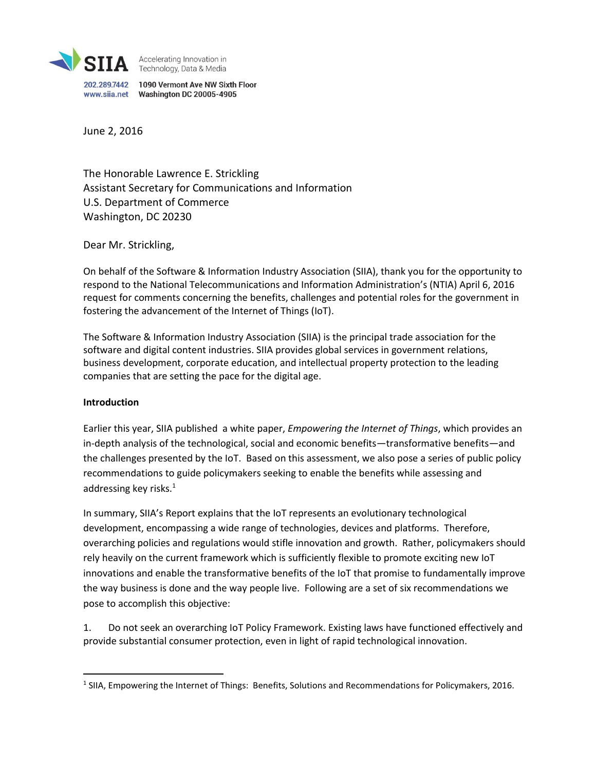SIIA Accelerating Innovation in Technology, Data & Media

202.289.7442 www.siia.net 1090 Vermont Ave NW Sixth Floor Washington DC 20005-4905

June 2, 2016

The Honorable Lawrence E. Strickling
Assistant Secretary for Communications and Information
U.S. Department of Commerce
Washington, DC 20230

Dear Mr. Strickling,

On behalf of the Software & Information Industry Association (SIIA), thank you for the opportunity to respond to the National Telecommunications and Information Administration's (NTIA) April 6, 2016 request for comments concerning the benefits, challenges and potential roles for the government in fostering the advancement of the Internet of Things (IoT).

The Software & Information Industry Association (SIIA) is the principal trade association for the software and digital content industries. SIIA provides global services in government relations, business development, corporate education, and intellectual property protection to the leading companies that are setting the pace for the digital age.

**Introduction**

Earlier this year, SIIA published a white paper, *Empowering the Internet of Things*, which provides an in-depth analysis of the technological, social and economic benefits—transformative benefits—and the challenges presented by the IoT. Based on this assessment, we also pose a series of public policy recommendations to guide policymakers seeking to enable the benefits while assessing and addressing key risks.[1]

In summary, SIIA's Report explains that the IoT represents an evolutionary technological development, encompassing a wide range of technologies, devices and platforms. Therefore, overarching policies and regulations would stifle innovation and growth. Rather, policymakers should rely heavily on the current framework which is sufficiently flexible to promote exciting new IoT innovations and enable the transformative benefits of the IoT that promise to fundamentally improve the way business is done and the way people live. Following are a set of six recommendations we pose to accomplish this objective:

1. Do not seek an overarching IoT Policy Framework. Existing laws have functioned effectively and provide substantial consumer protection, even in light of rapid technological innovation.

[1] SIIA, Empowering the Internet of Things: Benefits, Solutions and Recommendations for Policymakers, 2016.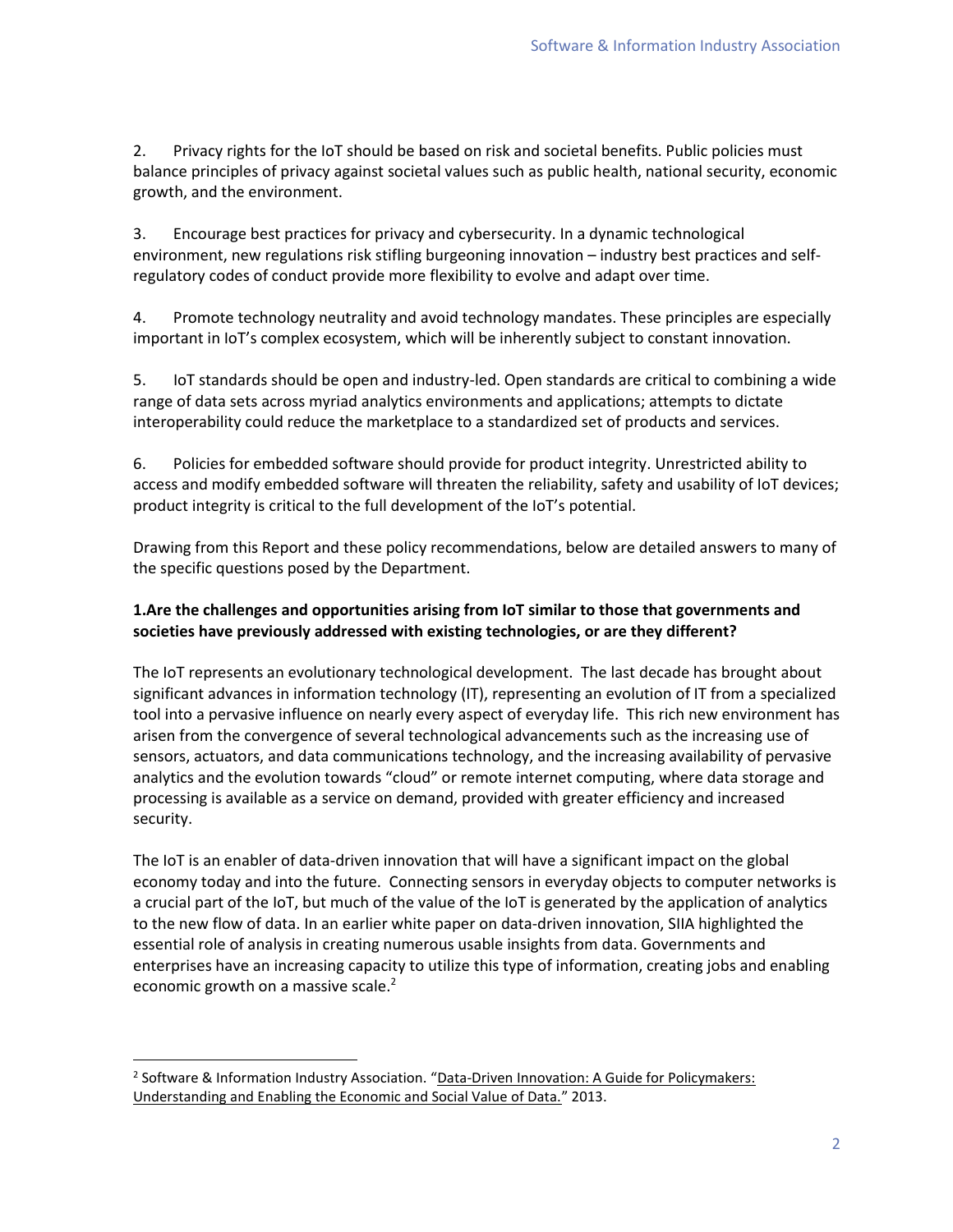2. Privacy rights for the IoT should be based on risk and societal benefits. Public policies must balance principles of privacy against societal values such as public health, national security, economic growth, and the environment.

3. Encourage best practices for privacy and cybersecurity. In a dynamic technological environment, new regulations risk stifling burgeoning innovation – industry best practices and self-regulatory codes of conduct provide more flexibility to evolve and adapt over time.

4. Promote technology neutrality and avoid technology mandates. These principles are especially important in IoT's complex ecosystem, which will be inherently subject to constant innovation.

5. IoT standards should be open and industry-led. Open standards are critical to combining a wide range of data sets across myriad analytics environments and applications; attempts to dictate interoperability could reduce the marketplace to a standardized set of products and services.

6. Policies for embedded software should provide for product integrity. Unrestricted ability to access and modify embedded software will threaten the reliability, safety and usability of IoT devices; product integrity is critical to the full development of the IoT's potential.

Drawing from this Report and these policy recommendations, below are detailed answers to many of the specific questions posed by the Department.

**1.Are the challenges and opportunities arising from IoT similar to those that governments and societies have previously addressed with existing technologies, or are they different?**

The IoT represents an evolutionary technological development. The last decade has brought about significant advances in information technology (IT), representing an evolution of IT from a specialized tool into a pervasive influence on nearly every aspect of everyday life. This rich new environment has arisen from the convergence of several technological advancements such as the increasing use of sensors, actuators, and data communications technology, and the increasing availability of pervasive analytics and the evolution towards "cloud" or remote internet computing, where data storage and processing is available as a service on demand, provided with greater efficiency and increased security.

The IoT is an enabler of data-driven innovation that will have a significant impact on the global economy today and into the future. Connecting sensors in everyday objects to computer networks is a crucial part of the IoT, but much of the value of the IoT is generated by the application of analytics to the new flow of data. In an earlier white paper on data-driven innovation, SIIA highlighted the essential role of analysis in creating numerous usable insights from data. Governments and enterprises have an increasing capacity to utilize this type of information, creating jobs and enabling economic growth on a massive scale.[2]

[2] Software & Information Industry Association. "Data-Driven Innovation: A Guide for Policymakers: Understanding and Enabling the Economic and Social Value of Data." 2013.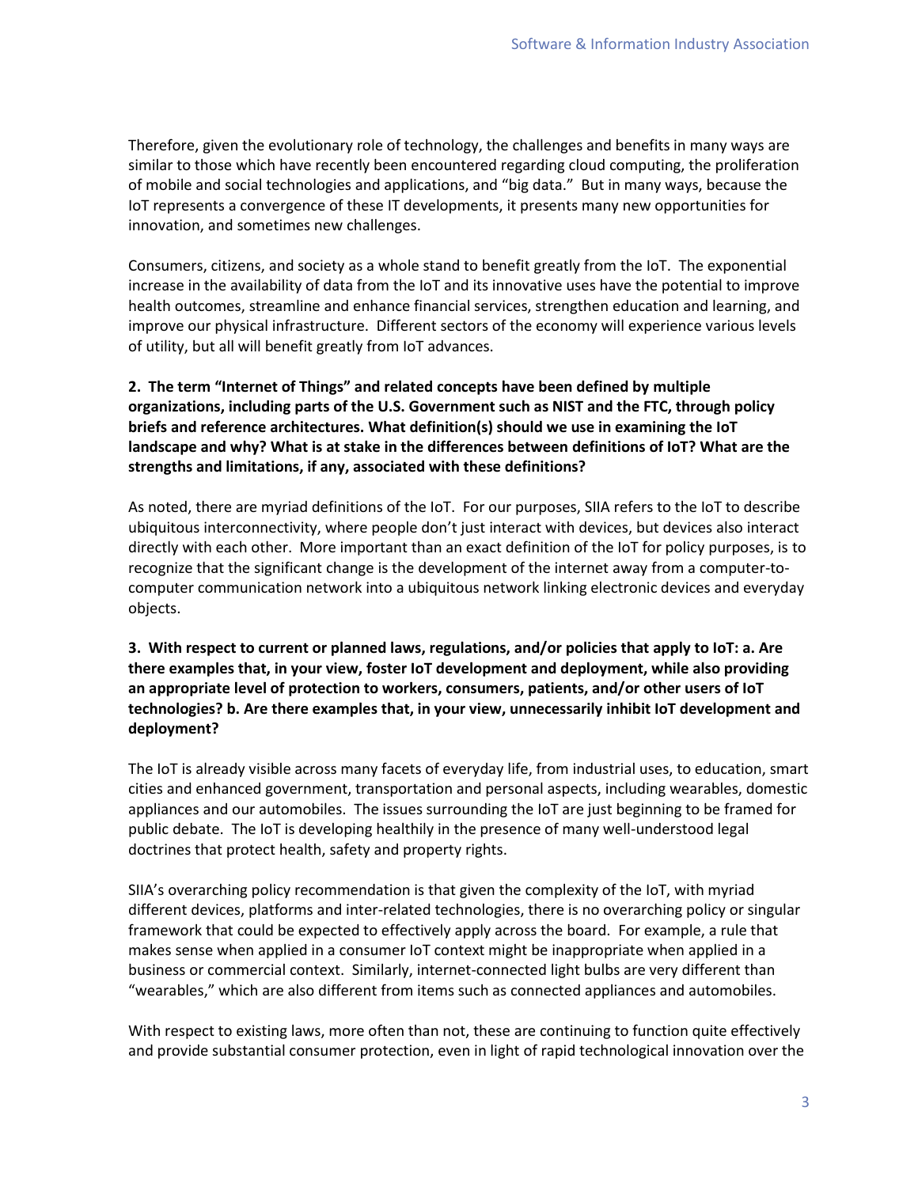Therefore, given the evolutionary role of technology, the challenges and benefits in many ways are similar to those which have recently been encountered regarding cloud computing, the proliferation of mobile and social technologies and applications, and "big data." But in many ways, because the IoT represents a convergence of these IT developments, it presents many new opportunities for innovation, and sometimes new challenges.

Consumers, citizens, and society as a whole stand to benefit greatly from the IoT. The exponential increase in the availability of data from the IoT and its innovative uses have the potential to improve health outcomes, streamline and enhance financial services, strengthen education and learning, and improve our physical infrastructure. Different sectors of the economy will experience various levels of utility, but all will benefit greatly from IoT advances.

**2. The term "Internet of Things" and related concepts have been defined by multiple organizations, including parts of the U.S. Government such as NIST and the FTC, through policy briefs and reference architectures. What definition(s) should we use in examining the IoT landscape and why? What is at stake in the differences between definitions of IoT? What are the strengths and limitations, if any, associated with these definitions?**

As noted, there are myriad definitions of the IoT. For our purposes, SIIA refers to the IoT to describe ubiquitous interconnectivity, where people don't just interact with devices, but devices also interact directly with each other. More important than an exact definition of the IoT for policy purposes, is to recognize that the significant change is the development of the internet away from a computer-to-computer communication network into a ubiquitous network linking electronic devices and everyday objects.

**3. With respect to current or planned laws, regulations, and/or policies that apply to IoT: a. Are there examples that, in your view, foster IoT development and deployment, while also providing an appropriate level of protection to workers, consumers, patients, and/or other users of IoT technologies? b. Are there examples that, in your view, unnecessarily inhibit IoT development and deployment?**

The IoT is already visible across many facets of everyday life, from industrial uses, to education, smart cities and enhanced government, transportation and personal aspects, including wearables, domestic appliances and our automobiles. The issues surrounding the IoT are just beginning to be framed for public debate. The IoT is developing healthily in the presence of many well-understood legal doctrines that protect health, safety and property rights.

SIIA's overarching policy recommendation is that given the complexity of the IoT, with myriad different devices, platforms and inter-related technologies, there is no overarching policy or singular framework that could be expected to effectively apply across the board. For example, a rule that makes sense when applied in a consumer IoT context might be inappropriate when applied in a business or commercial context. Similarly, internet-connected light bulbs are very different than "wearables," which are also different from items such as connected appliances and automobiles.

With respect to existing laws, more often than not, these are continuing to function quite effectively and provide substantial consumer protection, even in light of rapid technological innovation over the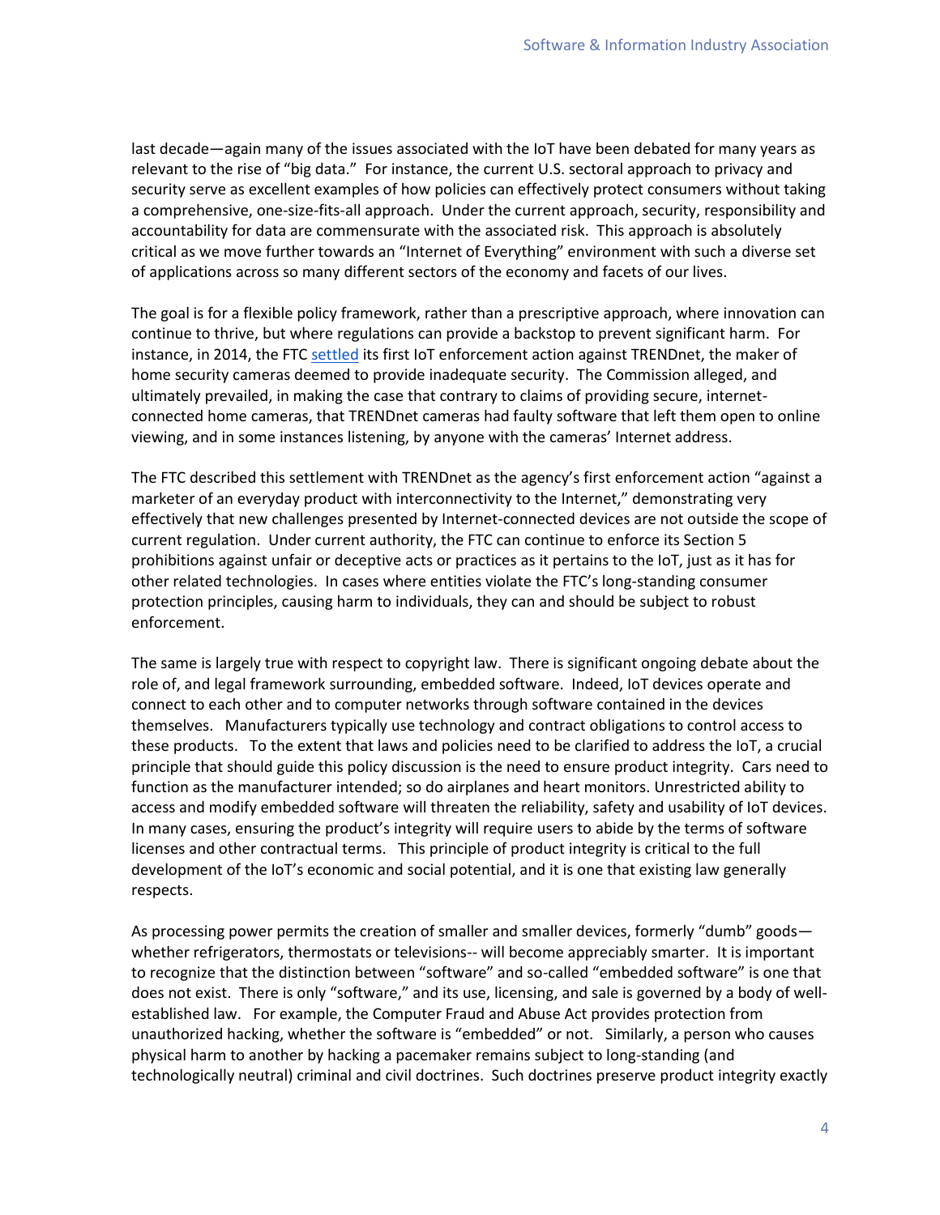last decade—again many of the issues associated with the IoT have been debated for many years as relevant to the rise of "big data." For instance, the current U.S. sectoral approach to privacy and security serve as excellent examples of how policies can effectively protect consumers without taking a comprehensive, one-size-fits-all approach. Under the current approach, security, responsibility and accountability for data are commensurate with the associated risk. This approach is absolutely critical as we move further towards an "Internet of Everything" environment with such a diverse set of applications across so many different sectors of the economy and facets of our lives.

The goal is for a flexible policy framework, rather than a prescriptive approach, where innovation can continue to thrive, but where regulations can provide a backstop to prevent significant harm. For instance, in 2014, the FTC settled its first IoT enforcement action against TRENDnet, the maker of home security cameras deemed to provide inadequate security. The Commission alleged, and ultimately prevailed, in making the case that contrary to claims of providing secure, internet-connected home cameras, that TRENDnet cameras had faulty software that left them open to online viewing, and in some instances listening, by anyone with the cameras' Internet address.

The FTC described this settlement with TRENDnet as the agency's first enforcement action "against a marketer of an everyday product with interconnectivity to the Internet," demonstrating very effectively that new challenges presented by Internet-connected devices are not outside the scope of current regulation. Under current authority, the FTC can continue to enforce its Section 5 prohibitions against unfair or deceptive acts or practices as it pertains to the IoT, just as it has for other related technologies. In cases where entities violate the FTC's long-standing consumer protection principles, causing harm to individuals, they can and should be subject to robust enforcement.

The same is largely true with respect to copyright law. There is significant ongoing debate about the role of, and legal framework surrounding, embedded software. Indeed, IoT devices operate and connect to each other and to computer networks through software contained in the devices themselves. Manufacturers typically use technology and contract obligations to control access to these products. To the extent that laws and policies need to be clarified to address the IoT, a crucial principle that should guide this policy discussion is the need to ensure product integrity. Cars need to function as the manufacturer intended; so do airplanes and heart monitors. Unrestricted ability to access and modify embedded software will threaten the reliability, safety and usability of IoT devices. In many cases, ensuring the product's integrity will require users to abide by the terms of software licenses and other contractual terms. This principle of product integrity is critical to the full development of the IoT's economic and social potential, and it is one that existing law generally respects.

As processing power permits the creation of smaller and smaller devices, formerly "dumb" goods—whether refrigerators, thermostats or televisions-- will become appreciably smarter. It is important to recognize that the distinction between "software" and so-called "embedded software" is one that does not exist. There is only "software," and its use, licensing, and sale is governed by a body of well-established law. For example, the Computer Fraud and Abuse Act provides protection from unauthorized hacking, whether the software is "embedded" or not. Similarly, a person who causes physical harm to another by hacking a pacemaker remains subject to long-standing (and technologically neutral) criminal and civil doctrines. Such doctrines preserve product integrity exactly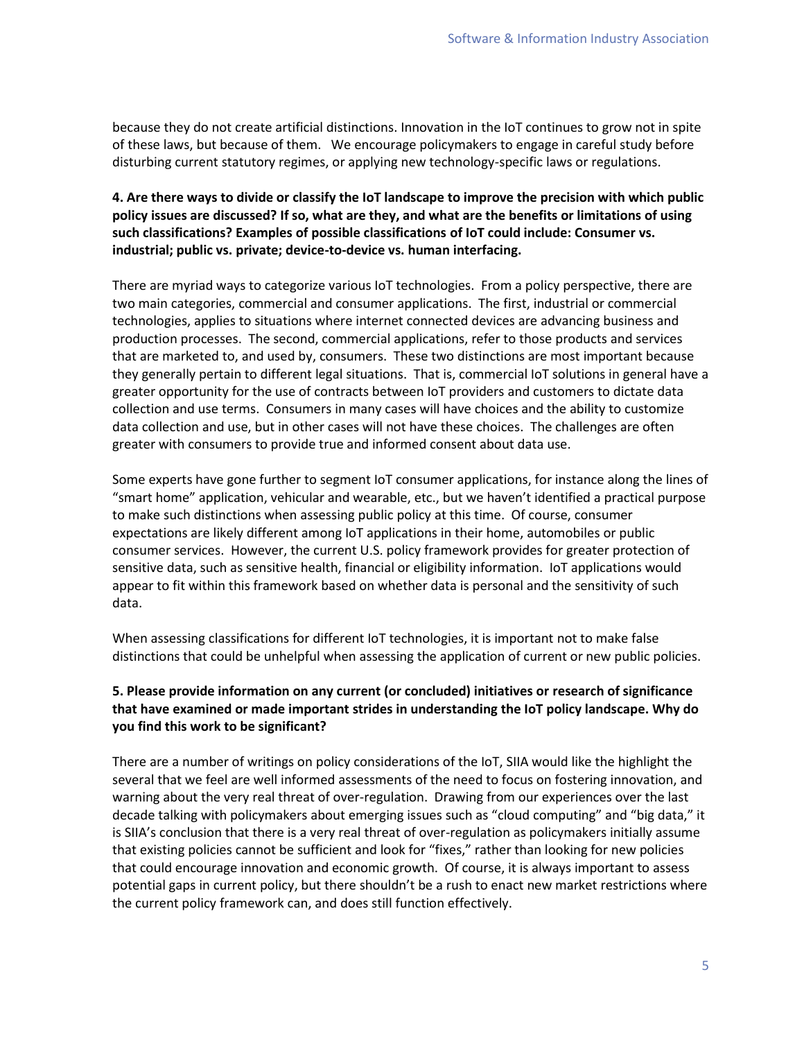because they do not create artificial distinctions. Innovation in the IoT continues to grow not in spite of these laws, but because of them. We encourage policymakers to engage in careful study before disturbing current statutory regimes, or applying new technology-specific laws or regulations.

**4. Are there ways to divide or classify the IoT landscape to improve the precision with which public policy issues are discussed? If so, what are they, and what are the benefits or limitations of using such classifications? Examples of possible classifications of IoT could include: Consumer vs. industrial; public vs. private; device-to-device vs. human interfacing.**

There are myriad ways to categorize various IoT technologies. From a policy perspective, there are two main categories, commercial and consumer applications. The first, industrial or commercial technologies, applies to situations where internet connected devices are advancing business and production processes. The second, commercial applications, refer to those products and services that are marketed to, and used by, consumers. These two distinctions are most important because they generally pertain to different legal situations. That is, commercial IoT solutions in general have a greater opportunity for the use of contracts between IoT providers and customers to dictate data collection and use terms. Consumers in many cases will have choices and the ability to customize data collection and use, but in other cases will not have these choices. The challenges are often greater with consumers to provide true and informed consent about data use.

Some experts have gone further to segment IoT consumer applications, for instance along the lines of "smart home" application, vehicular and wearable, etc., but we haven't identified a practical purpose to make such distinctions when assessing public policy at this time. Of course, consumer expectations are likely different among IoT applications in their home, automobiles or public consumer services. However, the current U.S. policy framework provides for greater protection of sensitive data, such as sensitive health, financial or eligibility information. IoT applications would appear to fit within this framework based on whether data is personal and the sensitivity of such data.

When assessing classifications for different IoT technologies, it is important not to make false distinctions that could be unhelpful when assessing the application of current or new public policies.

**5. Please provide information on any current (or concluded) initiatives or research of significance that have examined or made important strides in understanding the IoT policy landscape. Why do you find this work to be significant?**

There are a number of writings on policy considerations of the IoT, SIIA would like the highlight the several that we feel are well informed assessments of the need to focus on fostering innovation, and warning about the very real threat of over-regulation. Drawing from our experiences over the last decade talking with policymakers about emerging issues such as "cloud computing" and "big data," it is SIIA's conclusion that there is a very real threat of over-regulation as policymakers initially assume that existing policies cannot be sufficient and look for "fixes," rather than looking for new policies that could encourage innovation and economic growth. Of course, it is always important to assess potential gaps in current policy, but there shouldn't be a rush to enact new market restrictions where the current policy framework can, and does still function effectively.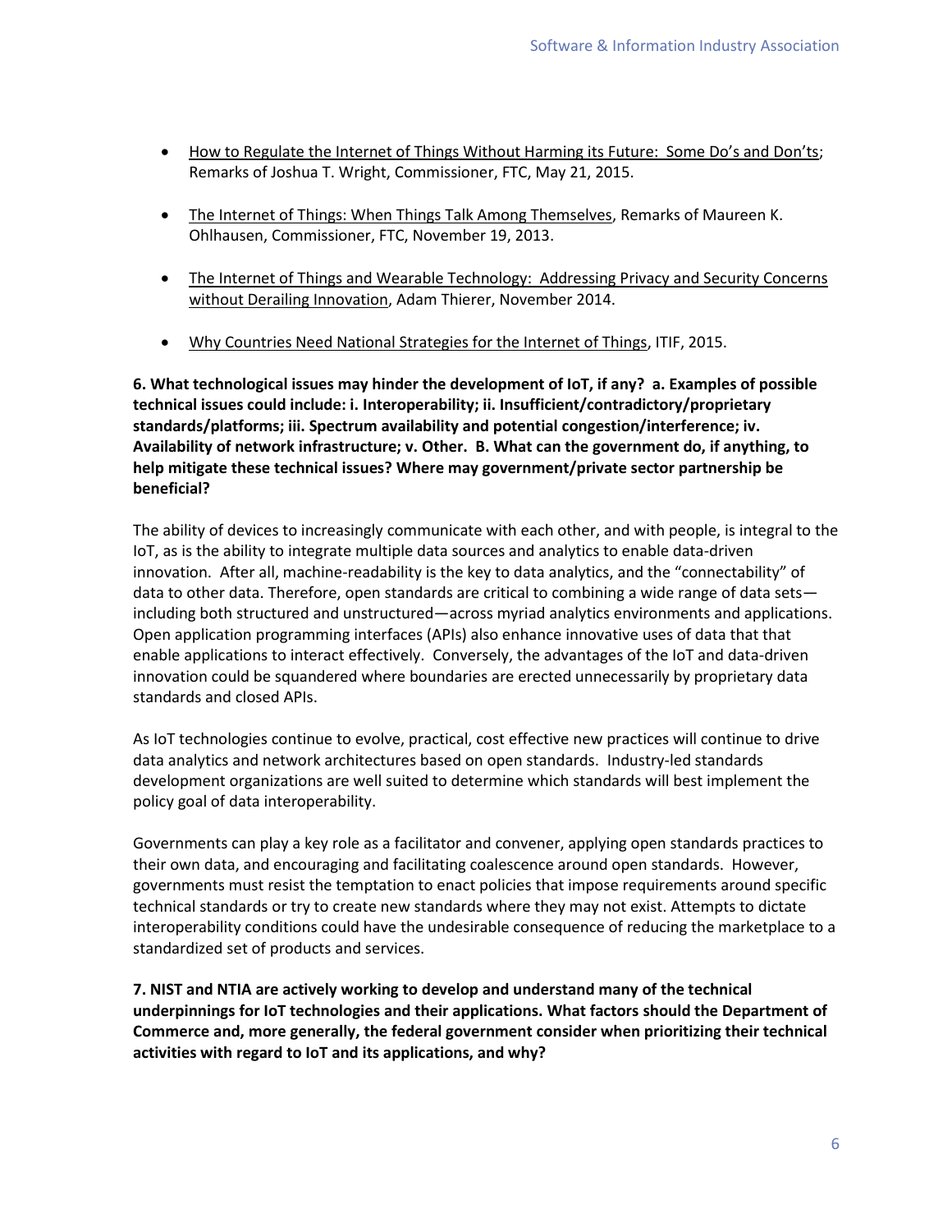- How to Regulate the Internet of Things Without Harming its Future: Some Do's and Don'ts; Remarks of Joshua T. Wright, Commissioner, FTC, May 21, 2015.

- The Internet of Things: When Things Talk Among Themselves, Remarks of Maureen K. Ohlhausen, Commissioner, FTC, November 19, 2013.

- The Internet of Things and Wearable Technology: Addressing Privacy and Security Concerns without Derailing Innovation, Adam Thierer, November 2014.

- Why Countries Need National Strategies for the Internet of Things, ITIF, 2015.

**6. What technological issues may hinder the development of IoT, if any? a. Examples of possible technical issues could include: i. Interoperability; ii. Insufficient/contradictory/proprietary standards/platforms; iii. Spectrum availability and potential congestion/interference; iv. Availability of network infrastructure; v. Other. B. What can the government do, if anything, to help mitigate these technical issues? Where may government/private sector partnership be beneficial?**

The ability of devices to increasingly communicate with each other, and with people, is integral to the IoT, as is the ability to integrate multiple data sources and analytics to enable data-driven innovation. After all, machine-readability is the key to data analytics, and the "connectability" of data to other data. Therefore, open standards are critical to combining a wide range of data sets—including both structured and unstructured—across myriad analytics environments and applications. Open application programming interfaces (APIs) also enhance innovative uses of data that that enable applications to interact effectively. Conversely, the advantages of the IoT and data-driven innovation could be squandered where boundaries are erected unnecessarily by proprietary data standards and closed APIs.

As IoT technologies continue to evolve, practical, cost effective new practices will continue to drive data analytics and network architectures based on open standards. Industry-led standards development organizations are well suited to determine which standards will best implement the policy goal of data interoperability.

Governments can play a key role as a facilitator and convener, applying open standards practices to their own data, and encouraging and facilitating coalescence around open standards. However, governments must resist the temptation to enact policies that impose requirements around specific technical standards or try to create new standards where they may not exist. Attempts to dictate interoperability conditions could have the undesirable consequence of reducing the marketplace to a standardized set of products and services.

**7. NIST and NTIA are actively working to develop and understand many of the technical underpinnings for IoT technologies and their applications. What factors should the Department of Commerce and, more generally, the federal government consider when prioritizing their technical activities with regard to IoT and its applications, and why?**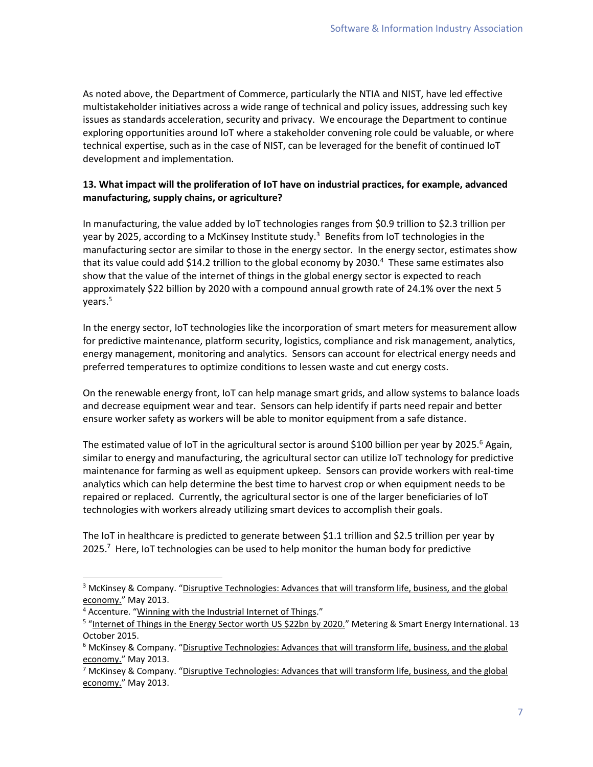As noted above, the Department of Commerce, particularly the NTIA and NIST, have led effective multistakeholder initiatives across a wide range of technical and policy issues, addressing such key issues as standards acceleration, security and privacy. We encourage the Department to continue exploring opportunities around IoT where a stakeholder convening role could be valuable, or where technical expertise, such as in the case of NIST, can be leveraged for the benefit of continued IoT development and implementation.

**13. What impact will the proliferation of IoT have on industrial practices, for example, advanced manufacturing, supply chains, or agriculture?**

In manufacturing, the value added by IoT technologies ranges from $0.9 trillion to $2.3 trillion per year by 2025, according to a McKinsey Institute study.[3] Benefits from IoT technologies in the manufacturing sector are similar to those in the energy sector. In the energy sector, estimates show that its value could add $14.2 trillion to the global economy by 2030.[4] These same estimates also show that the value of the internet of things in the global energy sector is expected to reach approximately $22 billion by 2020 with a compound annual growth rate of 24.1% over the next 5 years.[5]

In the energy sector, IoT technologies like the incorporation of smart meters for measurement allow for predictive maintenance, platform security, logistics, compliance and risk management, analytics, energy management, monitoring and analytics. Sensors can account for electrical energy needs and preferred temperatures to optimize conditions to lessen waste and cut energy costs.

On the renewable energy front, IoT can help manage smart grids, and allow systems to balance loads and decrease equipment wear and tear. Sensors can help identify if parts need repair and better ensure worker safety as workers will be able to monitor equipment from a safe distance.

The estimated value of IoT in the agricultural sector is around $100 billion per year by 2025.[6] Again, similar to energy and manufacturing, the agricultural sector can utilize IoT technology for predictive maintenance for farming as well as equipment upkeep. Sensors can provide workers with real-time analytics which can help determine the best time to harvest crop or when equipment needs to be repaired or replaced. Currently, the agricultural sector is one of the larger beneficiaries of IoT technologies with workers already utilizing smart devices to accomplish their goals.

The IoT in healthcare is predicted to generate between $1.1 trillion and $2.5 trillion per year by 2025.[7] Here, IoT technologies can be used to help monitor the human body for predictive

---

[3] McKinsey & Company. "Disruptive Technologies: Advances that will transform life, business, and the global economy." May 2013.

[4] Accenture. "Winning with the Industrial Internet of Things."

[5] "Internet of Things in the Energy Sector worth US $22bn by 2020." Metering & Smart Energy International. 13 October 2015.

[6] McKinsey & Company. "Disruptive Technologies: Advances that will transform life, business, and the global economy." May 2013.

[7] McKinsey & Company. "Disruptive Technologies: Advances that will transform life, business, and the global economy." May 2013.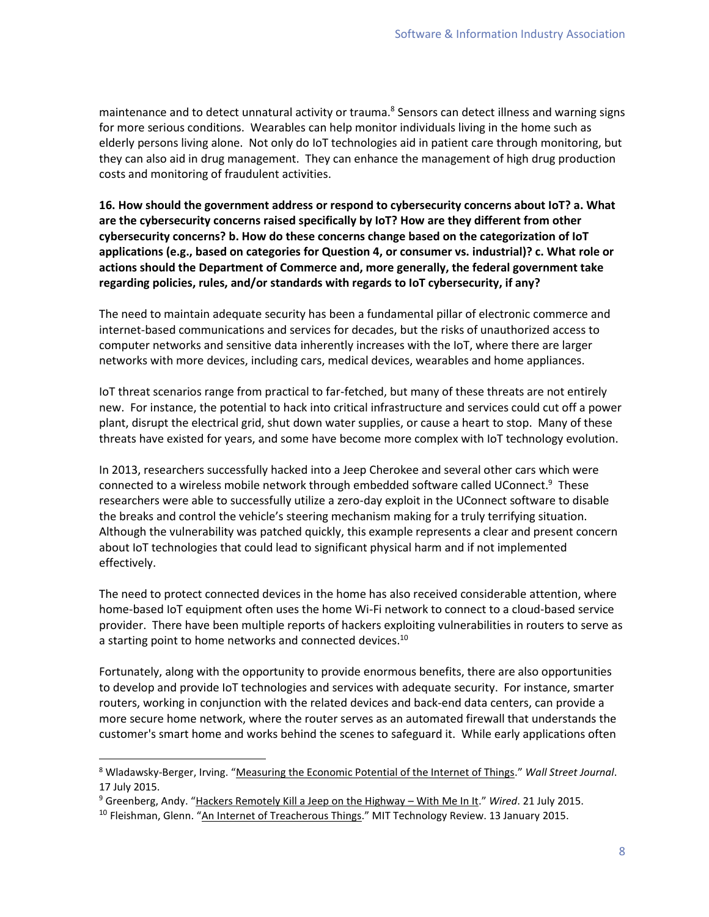maintenance and to detect unnatural activity or trauma.[8] Sensors can detect illness and warning signs for more serious conditions. Wearables can help monitor individuals living in the home such as elderly persons living alone. Not only do IoT technologies aid in patient care through monitoring, but they can also aid in drug management. They can enhance the management of high drug production costs and monitoring of fraudulent activities.

**16. How should the government address or respond to cybersecurity concerns about IoT? a. What are the cybersecurity concerns raised specifically by IoT? How are they different from other cybersecurity concerns? b. How do these concerns change based on the categorization of IoT applications (e.g., based on categories for Question 4, or consumer vs. industrial)? c. What role or actions should the Department of Commerce and, more generally, the federal government take regarding policies, rules, and/or standards with regards to IoT cybersecurity, if any?**

The need to maintain adequate security has been a fundamental pillar of electronic commerce and internet-based communications and services for decades, but the risks of unauthorized access to computer networks and sensitive data inherently increases with the IoT, where there are larger networks with more devices, including cars, medical devices, wearables and home appliances.

IoT threat scenarios range from practical to far-fetched, but many of these threats are not entirely new. For instance, the potential to hack into critical infrastructure and services could cut off a power plant, disrupt the electrical grid, shut down water supplies, or cause a heart to stop. Many of these threats have existed for years, and some have become more complex with IoT technology evolution.

In 2013, researchers successfully hacked into a Jeep Cherokee and several other cars which were connected to a wireless mobile network through embedded software called UConnect.[9] These researchers were able to successfully utilize a zero-day exploit in the UConnect software to disable the breaks and control the vehicle's steering mechanism making for a truly terrifying situation. Although the vulnerability was patched quickly, this example represents a clear and present concern about IoT technologies that could lead to significant physical harm and if not implemented effectively.

The need to protect connected devices in the home has also received considerable attention, where home-based IoT equipment often uses the home Wi-Fi network to connect to a cloud-based service provider. There have been multiple reports of hackers exploiting vulnerabilities in routers to serve as a starting point to home networks and connected devices.[10]

Fortunately, along with the opportunity to provide enormous benefits, there are also opportunities to develop and provide IoT technologies and services with adequate security. For instance, smarter routers, working in conjunction with the related devices and back-end data centers, can provide a more secure home network, where the router serves as an automated firewall that understands the customer's smart home and works behind the scenes to safeguard it. While early applications often

---

[8] Wladawsky-Berger, Irving. "Measuring the Economic Potential of the Internet of Things." *Wall Street Journal*. 17 July 2015.

[9] Greenberg, Andy. "Hackers Remotely Kill a Jeep on the Highway – With Me In It." *Wired*. 21 July 2015.

[10] Fleishman, Glenn. "An Internet of Treacherous Things." MIT Technology Review. 13 January 2015.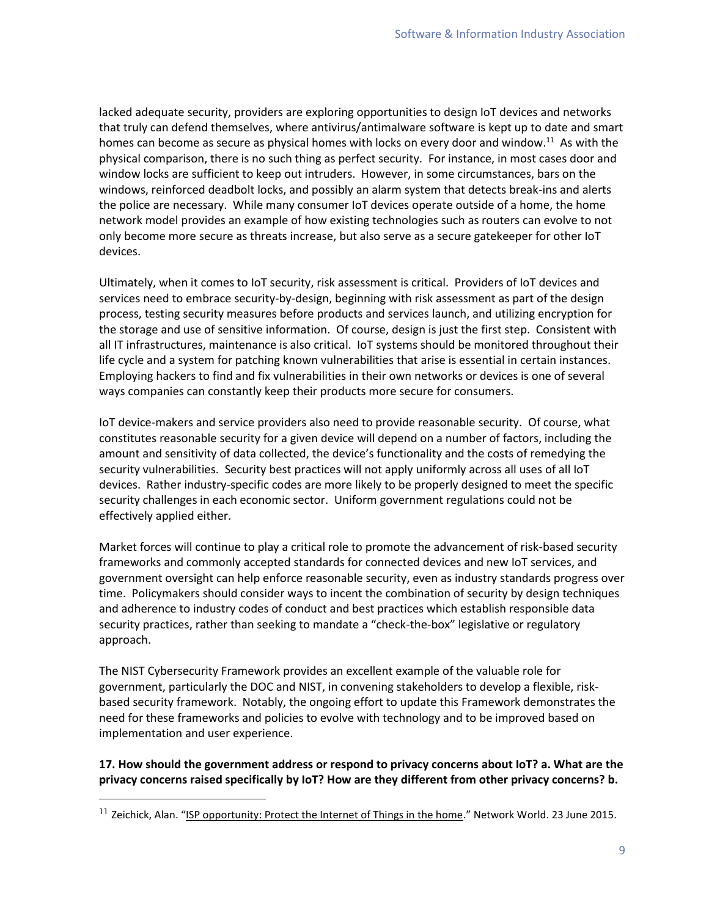lacked adequate security, providers are exploring opportunities to design IoT devices and networks that truly can defend themselves, where antivirus/antimalware software is kept up to date and smart homes can become as secure as physical homes with locks on every door and window.[11] As with the physical comparison, there is no such thing as perfect security. For instance, in most cases door and window locks are sufficient to keep out intruders. However, in some circumstances, bars on the windows, reinforced deadbolt locks, and possibly an alarm system that detects break-ins and alerts the police are necessary. While many consumer IoT devices operate outside of a home, the home network model provides an example of how existing technologies such as routers can evolve to not only become more secure as threats increase, but also serve as a secure gatekeeper for other IoT devices.

Ultimately, when it comes to IoT security, risk assessment is critical. Providers of IoT devices and services need to embrace security-by-design, beginning with risk assessment as part of the design process, testing security measures before products and services launch, and utilizing encryption for the storage and use of sensitive information. Of course, design is just the first step. Consistent with all IT infrastructures, maintenance is also critical. IoT systems should be monitored throughout their life cycle and a system for patching known vulnerabilities that arise is essential in certain instances. Employing hackers to find and fix vulnerabilities in their own networks or devices is one of several ways companies can constantly keep their products more secure for consumers.

IoT device-makers and service providers also need to provide reasonable security. Of course, what constitutes reasonable security for a given device will depend on a number of factors, including the amount and sensitivity of data collected, the device's functionality and the costs of remedying the security vulnerabilities. Security best practices will not apply uniformly across all uses of all IoT devices. Rather industry-specific codes are more likely to be properly designed to meet the specific security challenges in each economic sector. Uniform government regulations could not be effectively applied either.

Market forces will continue to play a critical role to promote the advancement of risk-based security frameworks and commonly accepted standards for connected devices and new IoT services, and government oversight can help enforce reasonable security, even as industry standards progress over time. Policymakers should consider ways to incent the combination of security by design techniques and adherence to industry codes of conduct and best practices which establish responsible data security practices, rather than seeking to mandate a "check-the-box" legislative or regulatory approach.

The NIST Cybersecurity Framework provides an excellent example of the valuable role for government, particularly the DOC and NIST, in convening stakeholders to develop a flexible, risk-based security framework. Notably, the ongoing effort to update this Framework demonstrates the need for these frameworks and policies to evolve with technology and to be improved based on implementation and user experience.

**17. How should the government address or respond to privacy concerns about IoT? a. What are the privacy concerns raised specifically by IoT? How are they different from other privacy concerns? b.**

[11] Zeichick, Alan. "ISP opportunity: Protect the Internet of Things in the home." Network World. 23 June 2015.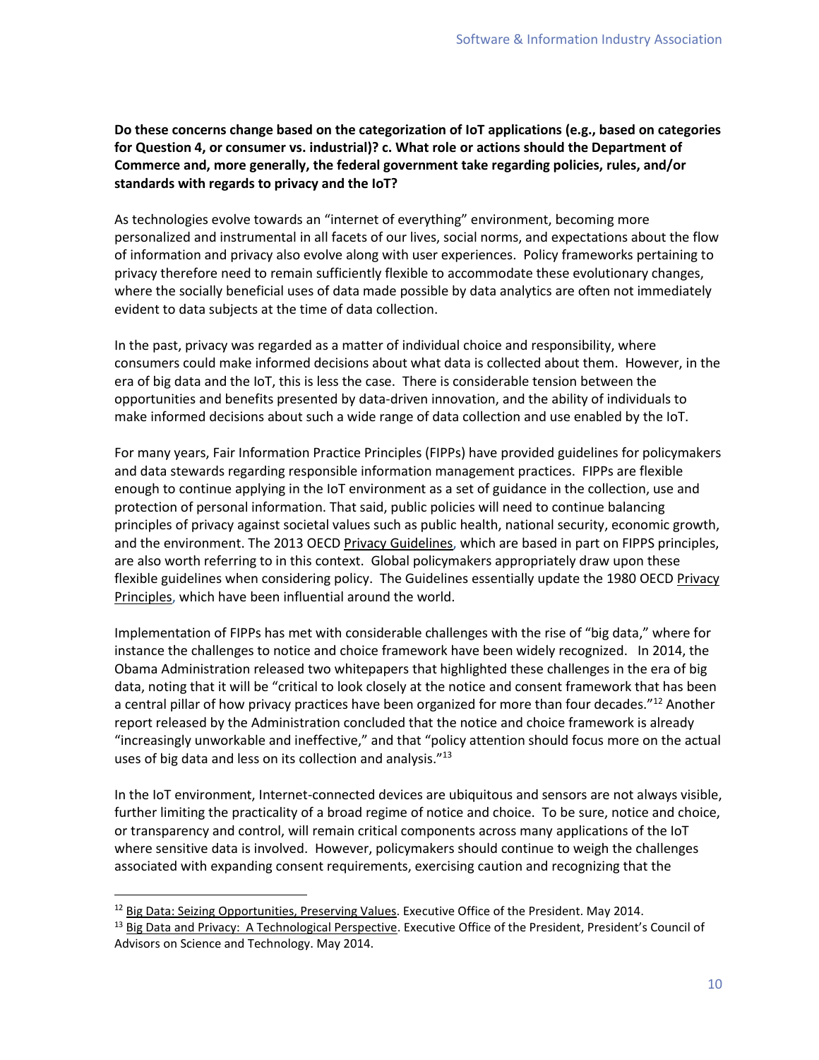**Do these concerns change based on the categorization of IoT applications (e.g., based on categories for Question 4, or consumer vs. industrial)? c. What role or actions should the Department of Commerce and, more generally, the federal government take regarding policies, rules, and/or standards with regards to privacy and the IoT?**

As technologies evolve towards an "internet of everything" environment, becoming more personalized and instrumental in all facets of our lives, social norms, and expectations about the flow of information and privacy also evolve along with user experiences. Policy frameworks pertaining to privacy therefore need to remain sufficiently flexible to accommodate these evolutionary changes, where the socially beneficial uses of data made possible by data analytics are often not immediately evident to data subjects at the time of data collection.

In the past, privacy was regarded as a matter of individual choice and responsibility, where consumers could make informed decisions about what data is collected about them. However, in the era of big data and the IoT, this is less the case. There is considerable tension between the opportunities and benefits presented by data-driven innovation, and the ability of individuals to make informed decisions about such a wide range of data collection and use enabled by the IoT.

For many years, Fair Information Practice Principles (FIPPs) have provided guidelines for policymakers and data stewards regarding responsible information management practices. FIPPs are flexible enough to continue applying in the IoT environment as a set of guidance in the collection, use and protection of personal information. That said, public policies will need to continue balancing principles of privacy against societal values such as public health, national security, economic growth, and the environment. The 2013 OECD Privacy Guidelines, which are based in part on FIPPS principles, are also worth referring to in this context. Global policymakers appropriately draw upon these flexible guidelines when considering policy. The Guidelines essentially update the 1980 OECD Privacy Principles, which have been influential around the world.

Implementation of FIPPs has met with considerable challenges with the rise of "big data," where for instance the challenges to notice and choice framework have been widely recognized. In 2014, the Obama Administration released two whitepapers that highlighted these challenges in the era of big data, noting that it will be "critical to look closely at the notice and consent framework that has been a central pillar of how privacy practices have been organized for more than four decades."[12] Another report released by the Administration concluded that the notice and choice framework is already "increasingly unworkable and ineffective," and that "policy attention should focus more on the actual uses of big data and less on its collection and analysis."[13]

In the IoT environment, Internet-connected devices are ubiquitous and sensors are not always visible, further limiting the practicality of a broad regime of notice and choice. To be sure, notice and choice, or transparency and control, will remain critical components across many applications of the IoT where sensitive data is involved. However, policymakers should continue to weigh the challenges associated with expanding consent requirements, exercising caution and recognizing that the

---

[12] Big Data: Seizing Opportunities, Preserving Values. Executive Office of the President. May 2014.

[13] Big Data and Privacy: A Technological Perspective. Executive Office of the President, President's Council of Advisors on Science and Technology. May 2014.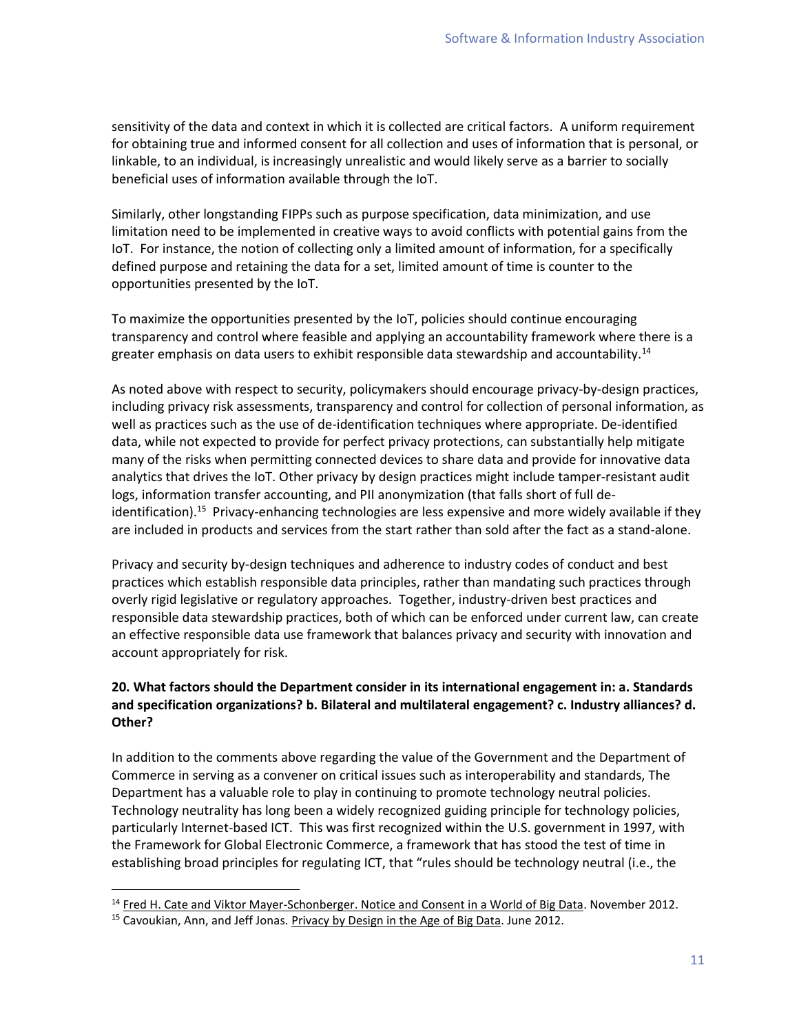sensitivity of the data and context in which it is collected are critical factors. A uniform requirement for obtaining true and informed consent for all collection and uses of information that is personal, or linkable, to an individual, is increasingly unrealistic and would likely serve as a barrier to socially beneficial uses of information available through the IoT.

Similarly, other longstanding FIPPs such as purpose specification, data minimization, and use limitation need to be implemented in creative ways to avoid conflicts with potential gains from the IoT. For instance, the notion of collecting only a limited amount of information, for a specifically defined purpose and retaining the data for a set, limited amount of time is counter to the opportunities presented by the IoT.

To maximize the opportunities presented by the IoT, policies should continue encouraging transparency and control where feasible and applying an accountability framework where there is a greater emphasis on data users to exhibit responsible data stewardship and accountability.[14]

As noted above with respect to security, policymakers should encourage privacy-by-design practices, including privacy risk assessments, transparency and control for collection of personal information, as well as practices such as the use of de-identification techniques where appropriate. De-identified data, while not expected to provide for perfect privacy protections, can substantially help mitigate many of the risks when permitting connected devices to share data and provide for innovative data analytics that drives the IoT. Other privacy by design practices might include tamper-resistant audit logs, information transfer accounting, and PII anonymization (that falls short of full de-identification).[15] Privacy-enhancing technologies are less expensive and more widely available if they are included in products and services from the start rather than sold after the fact as a stand-alone.

Privacy and security by-design techniques and adherence to industry codes of conduct and best practices which establish responsible data principles, rather than mandating such practices through overly rigid legislative or regulatory approaches. Together, industry-driven best practices and responsible data stewardship practices, both of which can be enforced under current law, can create an effective responsible data use framework that balances privacy and security with innovation and account appropriately for risk.

**20. What factors should the Department consider in its international engagement in: a. Standards and specification organizations? b. Bilateral and multilateral engagement? c. Industry alliances? d. Other?**

In addition to the comments above regarding the value of the Government and the Department of Commerce in serving as a convener on critical issues such as interoperability and standards, The Department has a valuable role to play in continuing to promote technology neutral policies. Technology neutrality has long been a widely recognized guiding principle for technology policies, particularly Internet-based ICT. This was first recognized within the U.S. government in 1997, with the Framework for Global Electronic Commerce, a framework that has stood the test of time in establishing broad principles for regulating ICT, that "rules should be technology neutral (i.e., the

---

[14] Fred H. Cate and Viktor Mayer-Schonberger. Notice and Consent in a World of Big Data. November 2012.

[15] Cavoukian, Ann, and Jeff Jonas. Privacy by Design in the Age of Big Data. June 2012.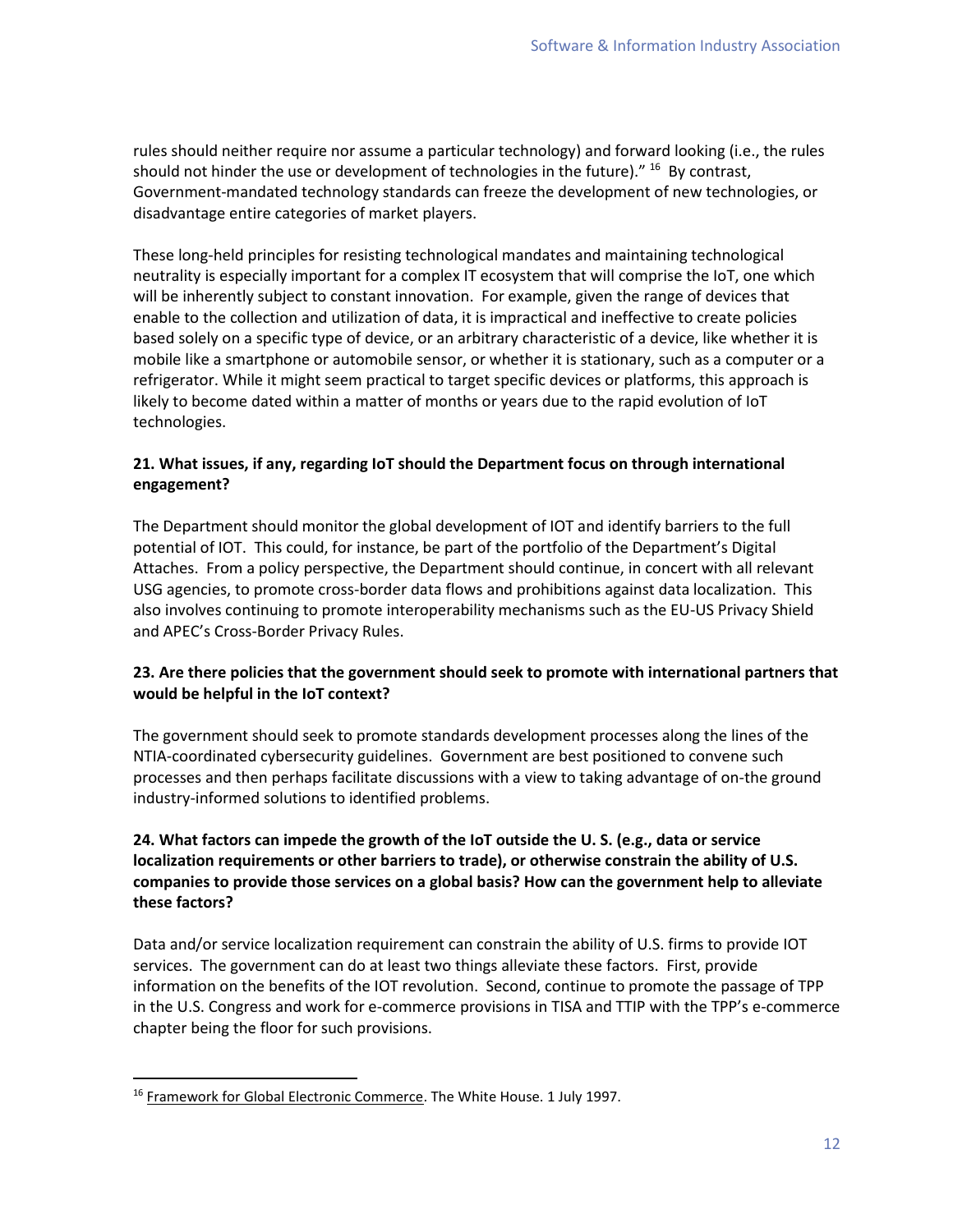rules should neither require nor assume a particular technology) and forward looking (i.e., the rules should not hinder the use or development of technologies in the future)."[16] By contrast, Government-mandated technology standards can freeze the development of new technologies, or disadvantage entire categories of market players.

These long-held principles for resisting technological mandates and maintaining technological neutrality is especially important for a complex IT ecosystem that will comprise the IoT, one which will be inherently subject to constant innovation. For example, given the range of devices that enable to the collection and utilization of data, it is impractical and ineffective to create policies based solely on a specific type of device, or an arbitrary characteristic of a device, like whether it is mobile like a smartphone or automobile sensor, or whether it is stationary, such as a computer or a refrigerator. While it might seem practical to target specific devices or platforms, this approach is likely to become dated within a matter of months or years due to the rapid evolution of IoT technologies.

**21. What issues, if any, regarding IoT should the Department focus on through international engagement?**

The Department should monitor the global development of IOT and identify barriers to the full potential of IOT. This could, for instance, be part of the portfolio of the Department's Digital Attaches. From a policy perspective, the Department should continue, in concert with all relevant USG agencies, to promote cross-border data flows and prohibitions against data localization. This also involves continuing to promote interoperability mechanisms such as the EU-US Privacy Shield and APEC's Cross-Border Privacy Rules.

**23. Are there policies that the government should seek to promote with international partners that would be helpful in the IoT context?**

The government should seek to promote standards development processes along the lines of the NTIA-coordinated cybersecurity guidelines. Government are best positioned to convene such processes and then perhaps facilitate discussions with a view to taking advantage of on-the ground industry-informed solutions to identified problems.

**24. What factors can impede the growth of the IoT outside the U. S. (e.g., data or service localization requirements or other barriers to trade), or otherwise constrain the ability of U.S. companies to provide those services on a global basis? How can the government help to alleviate these factors?**

Data and/or service localization requirement can constrain the ability of U.S. firms to provide IOT services. The government can do at least two things alleviate these factors. First, provide information on the benefits of the IOT revolution. Second, continue to promote the passage of TPP in the U.S. Congress and work for e-commerce provisions in TISA and TTIP with the TPP's e-commerce chapter being the floor for such provisions.

---

[16] Framework for Global Electronic Commerce. The White House. 1 July 1997.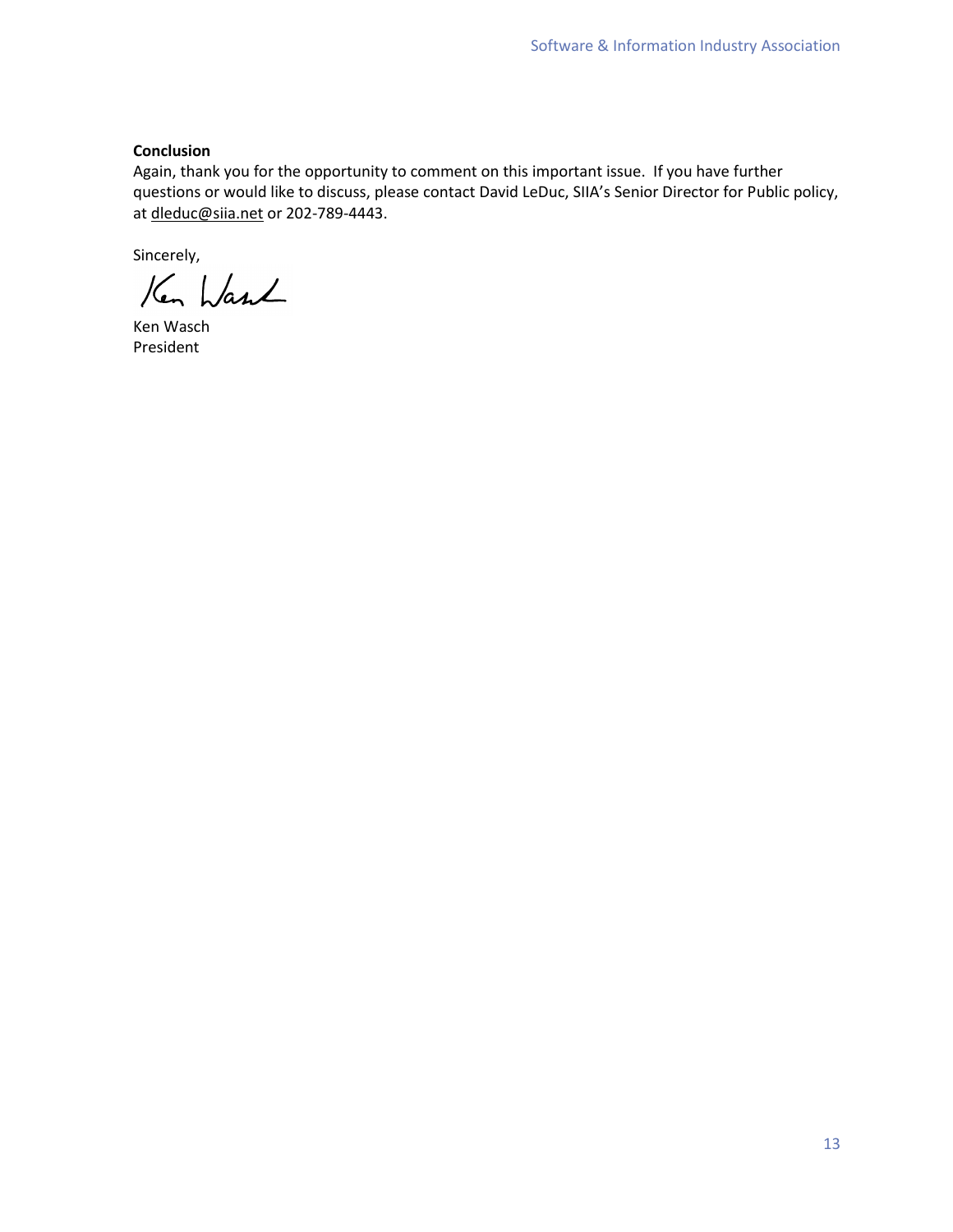**Conclusion**

Again, thank you for the opportunity to comment on this important issue. If you have further questions or would like to discuss, please contact David LeDuc, SIIA's Senior Director for Public policy, at dleduc@siia.net or 202-789-4443.

Sincerely,

Ken Wasch
President